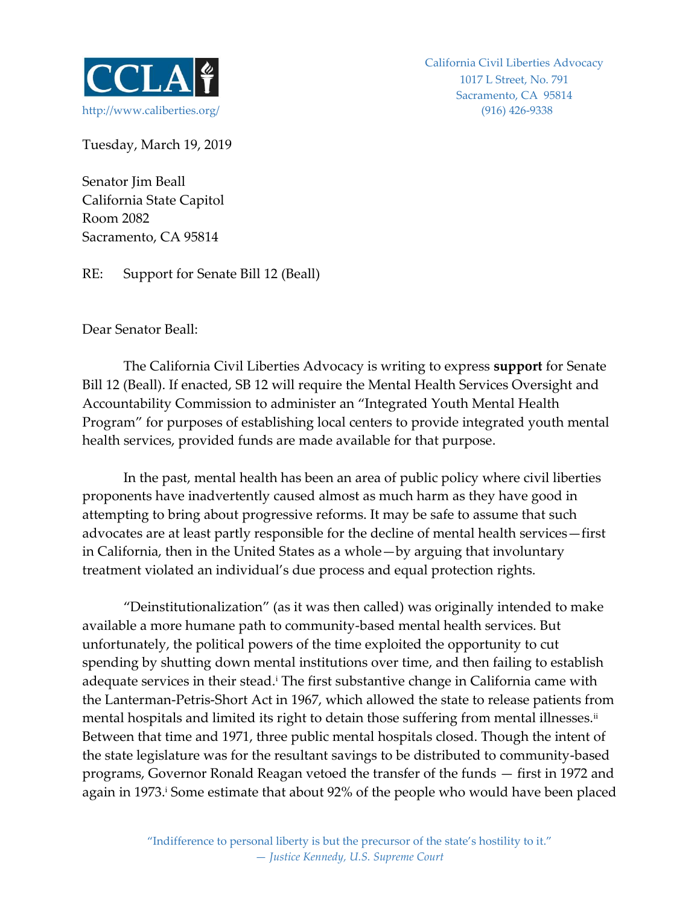CCLA

http://www.caliberties.org/

California Civil Liberties Advocacy
1017 L Street, No. 791
Sacramento, CA 95814
(916) 426-9338

Tuesday, March 19, 2019

Senator Jim Beall
California State Capitol
Room 2082
Sacramento, CA 95814

RE: Support for Senate Bill 12 (Beall)

Dear Senator Beall:

The California Civil Liberties Advocacy is writing to express **support** for Senate Bill 12 (Beall). If enacted, SB 12 will require the Mental Health Services Oversight and Accountability Commission to administer an "Integrated Youth Mental Health Program" for purposes of establishing local centers to provide integrated youth mental health services, provided funds are made available for that purpose.

In the past, mental health has been an area of public policy where civil liberties proponents have inadvertently caused almost as much harm as they have good in attempting to bring about progressive reforms. It may be safe to assume that such advocates are at least partly responsible for the decline of mental health services—first in California, then in the United States as a whole—by arguing that involuntary treatment violated an individual's due process and equal protection rights.

"Deinstitutionalization" (as it was then called) was originally intended to make available a more humane path to community-based mental health services. But unfortunately, the political powers of the time exploited the opportunity to cut spending by shutting down mental institutions over time, and then failing to establish adequate services in their stead.[i] The first substantive change in California came with the Lanterman-Petris-Short Act in 1967, which allowed the state to release patients from mental hospitals and limited its right to detain those suffering from mental illnesses.[ii] Between that time and 1971, three public mental hospitals closed. Though the intent of the state legislature was for the resultant savings to be distributed to community-based programs, Governor Ronald Reagan vetoed the transfer of the funds — first in 1972 and again in 1973.[i] Some estimate that about 92% of the people who would have been placed

"Indifference to personal liberty is but the precursor of the state's hostility to it."
*— Justice Kennedy, U.S. Supreme Court*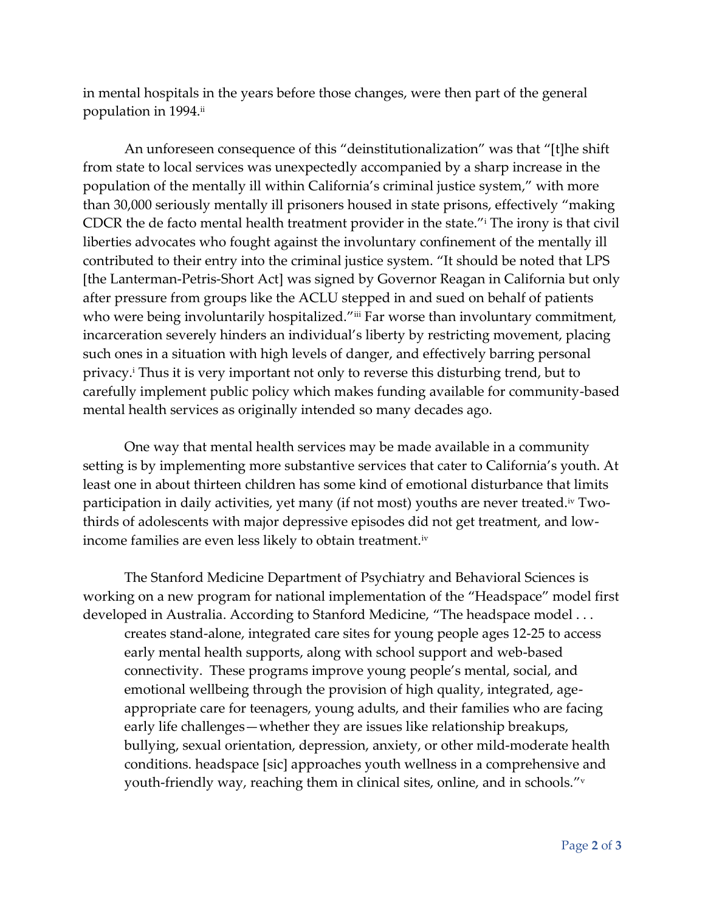in mental hospitals in the years before those changes, were then part of the general population in 1994.[ii]

An unforeseen consequence of this "deinstitutionalization" was that "[t]he shift from state to local services was unexpectedly accompanied by a sharp increase in the population of the mentally ill within California's criminal justice system," with more than 30,000 seriously mentally ill prisoners housed in state prisons, effectively "making CDCR the de facto mental health treatment provider in the state."[i] The irony is that civil liberties advocates who fought against the involuntary confinement of the mentally ill contributed to their entry into the criminal justice system. "It should be noted that LPS [the Lanterman-Petris-Short Act] was signed by Governor Reagan in California but only after pressure from groups like the ACLU stepped in and sued on behalf of patients who were being involuntarily hospitalized."[iii] Far worse than involuntary commitment, incarceration severely hinders an individual's liberty by restricting movement, placing such ones in a situation with high levels of danger, and effectively barring personal privacy.[i] Thus it is very important not only to reverse this disturbing trend, but to carefully implement public policy which makes funding available for community-based mental health services as originally intended so many decades ago.

One way that mental health services may be made available in a community setting is by implementing more substantive services that cater to California's youth. At least one in about thirteen children has some kind of emotional disturbance that limits participation in daily activities, yet many (if not most) youths are never treated.[iv] Two-thirds of adolescents with major depressive episodes did not get treatment, and low-income families are even less likely to obtain treatment.[iv]

The Stanford Medicine Department of Psychiatry and Behavioral Sciences is working on a new program for national implementation of the "Headspace" model first developed in Australia. According to Stanford Medicine, "The headspace model . . .

> creates stand-alone, integrated care sites for young people ages 12-25 to access early mental health supports, along with school support and web-based connectivity. These programs improve young people's mental, social, and emotional wellbeing through the provision of high quality, integrated, age-appropriate care for teenagers, young adults, and their families who are facing early life challenges—whether they are issues like relationship breakups, bullying, sexual orientation, depression, anxiety, or other mild-moderate health conditions. headspace [sic] approaches youth wellness in a comprehensive and youth-friendly way, reaching them in clinical sites, online, and in schools."[v]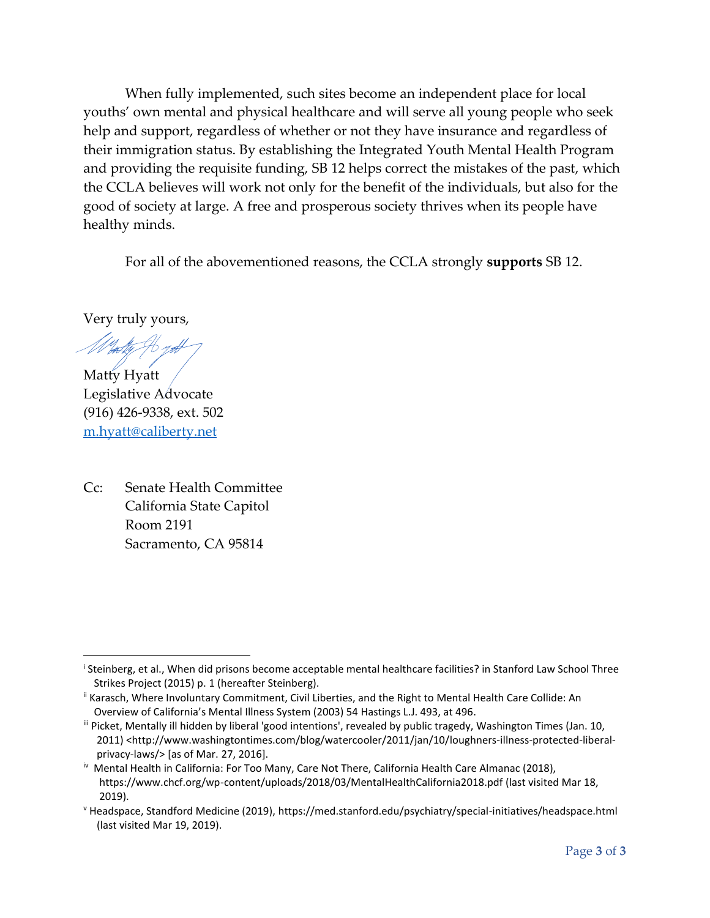When fully implemented, such sites become an independent place for local youths' own mental and physical healthcare and will serve all young people who seek help and support, regardless of whether or not they have insurance and regardless of their immigration status. By establishing the Integrated Youth Mental Health Program and providing the requisite funding, SB 12 helps correct the mistakes of the past, which the CCLA believes will work not only for the benefit of the individuals, but also for the good of society at large. A free and prosperous society thrives when its people have healthy minds.

For all of the abovementioned reasons, the CCLA strongly **supports** SB 12.

Very truly yours,

Matty Hyatt
Legislative Advocate
(916) 426-9338, ext. 502
m.hyatt@caliberty.net

Cc: Senate Health Committee
California State Capitol
Room 2191
Sacramento, CA 95814

---

[i] Steinberg, et al., When did prisons become acceptable mental healthcare facilities? in Stanford Law School Three Strikes Project (2015) p. 1 (hereafter Steinberg).

[ii] Karasch, Where Involuntary Commitment, Civil Liberties, and the Right to Mental Health Care Collide: An Overview of California's Mental Illness System (2003) 54 Hastings L.J. 493, at 496.

[iii] Picket, Mentally ill hidden by liberal 'good intentions', revealed by public tragedy, Washington Times (Jan. 10, 2011) <http://www.washingtontimes.com/blog/watercooler/2011/jan/10/loughners-illness-protected-liberal-privacy-laws/> [as of Mar. 27, 2016].

[iv] Mental Health in California: For Too Many, Care Not There, California Health Care Almanac (2018), https://www.chcf.org/wp-content/uploads/2018/03/MentalHealthCalifornia2018.pdf (last visited Mar 18, 2019).

[v] Headspace, Standford Medicine (2019), https://med.stanford.edu/psychiatry/special-initiatives/headspace.html (last visited Mar 19, 2019).